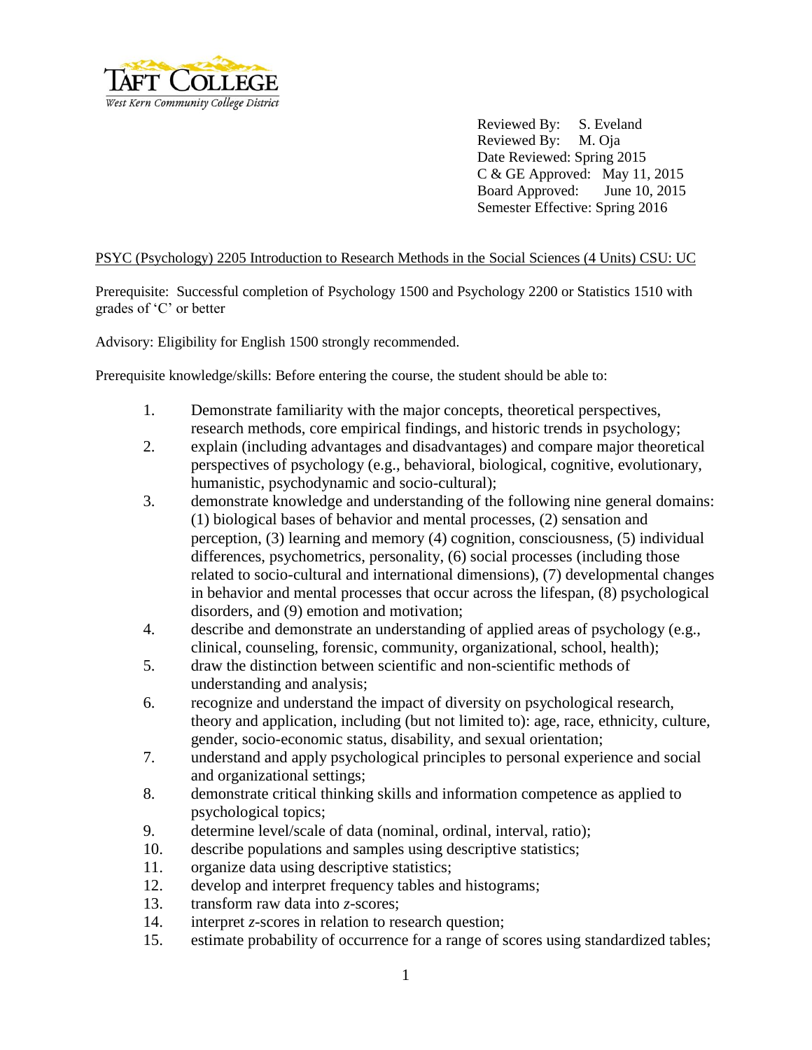TAFT COLLEGE
West Kern Community College District

Reviewed By: S. Eveland
Reviewed By: M. Oja
Date Reviewed: Spring 2015
C & GE Approved: May 11, 2015
Board Approved: June 10, 2015
Semester Effective: Spring 2016

PSYC (Psychology) 2205 Introduction to Research Methods in the Social Sciences (4 Units) CSU: UC

Prerequisite: Successful completion of Psychology 1500 and Psychology 2200 or Statistics 1510 with grades of 'C' or better

Advisory: Eligibility for English 1500 strongly recommended.

Prerequisite knowledge/skills: Before entering the course, the student should be able to:

1. Demonstrate familiarity with the major concepts, theoretical perspectives, research methods, core empirical findings, and historic trends in psychology;
2. explain (including advantages and disadvantages) and compare major theoretical perspectives of psychology (e.g., behavioral, biological, cognitive, evolutionary, humanistic, psychodynamic and socio-cultural);
3. demonstrate knowledge and understanding of the following nine general domains: (1) biological bases of behavior and mental processes, (2) sensation and perception, (3) learning and memory (4) cognition, consciousness, (5) individual differences, psychometrics, personality, (6) social processes (including those related to socio-cultural and international dimensions), (7) developmental changes in behavior and mental processes that occur across the lifespan, (8) psychological disorders, and (9) emotion and motivation;
4. describe and demonstrate an understanding of applied areas of psychology (e.g., clinical, counseling, forensic, community, organizational, school, health);
5. draw the distinction between scientific and non-scientific methods of understanding and analysis;
6. recognize and understand the impact of diversity on psychological research, theory and application, including (but not limited to): age, race, ethnicity, culture, gender, socio-economic status, disability, and sexual orientation;
7. understand and apply psychological principles to personal experience and social and organizational settings;
8. demonstrate critical thinking skills and information competence as applied to psychological topics;
9. determine level/scale of data (nominal, ordinal, interval, ratio);
10. describe populations and samples using descriptive statistics;
11. organize data using descriptive statistics;
12. develop and interpret frequency tables and histograms;
13. transform raw data into *z*-scores;
14. interpret *z*-scores in relation to research question;
15. estimate probability of occurrence for a range of scores using standardized tables;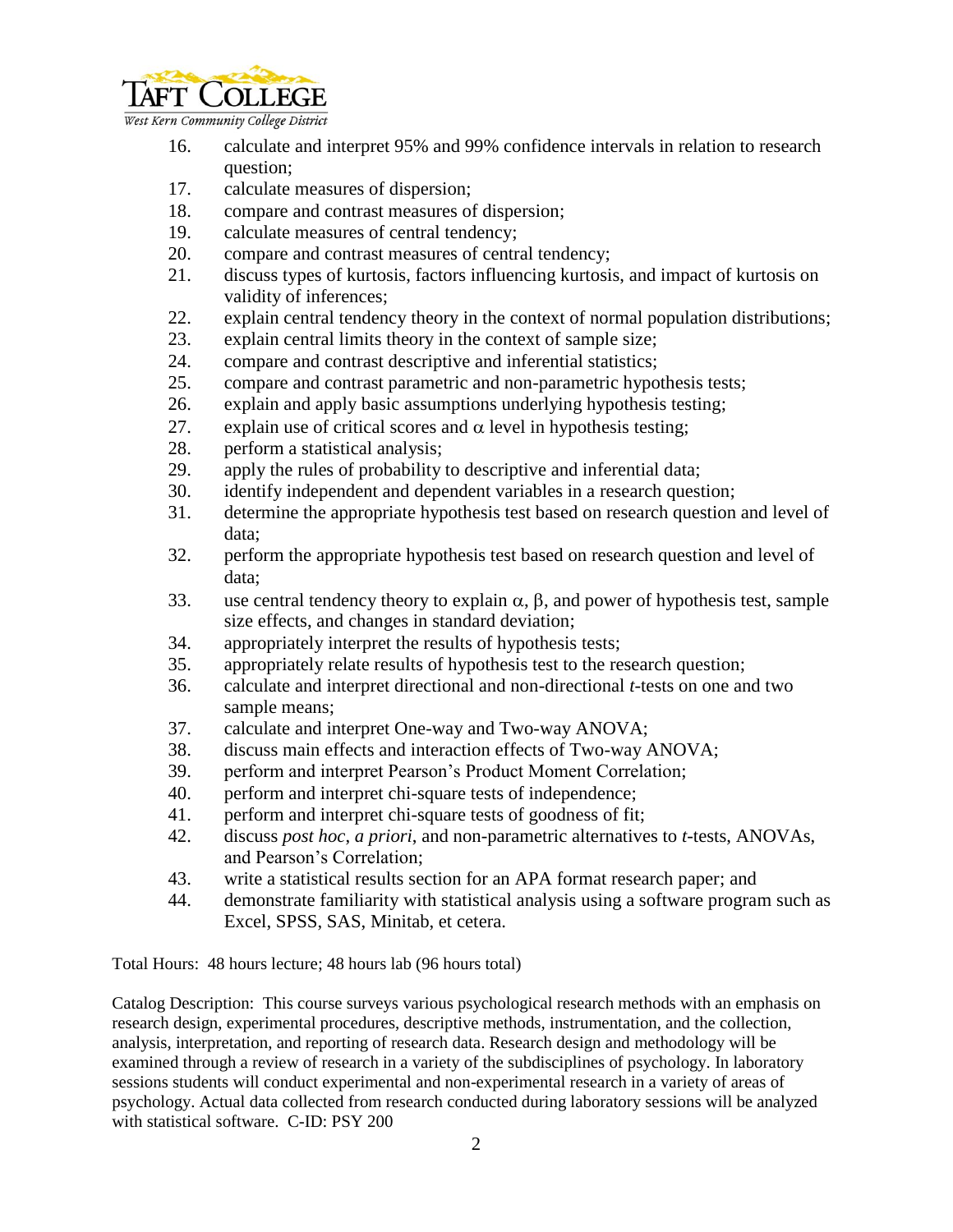16. calculate and interpret 95% and 99% confidence intervals in relation to research question;
17. calculate measures of dispersion;
18. compare and contrast measures of dispersion;
19. calculate measures of central tendency;
20. compare and contrast measures of central tendency;
21. discuss types of kurtosis, factors influencing kurtosis, and impact of kurtosis on validity of inferences;
22. explain central tendency theory in the context of normal population distributions;
23. explain central limits theory in the context of sample size;
24. compare and contrast descriptive and inferential statistics;
25. compare and contrast parametric and non-parametric hypothesis tests;
26. explain and apply basic assumptions underlying hypothesis testing;
27. explain use of critical scores and $\alpha$ level in hypothesis testing;
28. perform a statistical analysis;
29. apply the rules of probability to descriptive and inferential data;
30. identify independent and dependent variables in a research question;
31. determine the appropriate hypothesis test based on research question and level of data;
32. perform the appropriate hypothesis test based on research question and level of data;
33. use central tendency theory to explain $\alpha$, $\beta$, and power of hypothesis test, sample size effects, and changes in standard deviation;
34. appropriately interpret the results of hypothesis tests;
35. appropriately relate results of hypothesis test to the research question;
36. calculate and interpret directional and non-directional *t*-tests on one and two sample means;
37. calculate and interpret One-way and Two-way ANOVA;
38. discuss main effects and interaction effects of Two-way ANOVA;
39. perform and interpret Pearson's Product Moment Correlation;
40. perform and interpret chi-square tests of independence;
41. perform and interpret chi-square tests of goodness of fit;
42. discuss *post hoc*, *a priori*, and non-parametric alternatives to *t*-tests, ANOVAs, and Pearson's Correlation;
43. write a statistical results section for an APA format research paper; and
44. demonstrate familiarity with statistical analysis using a software program such as Excel, SPSS, SAS, Minitab, et cetera.

Total Hours: 48 hours lecture; 48 hours lab (96 hours total)

Catalog Description: This course surveys various psychological research methods with an emphasis on research design, experimental procedures, descriptive methods, instrumentation, and the collection, analysis, interpretation, and reporting of research data. Research design and methodology will be examined through a review of research in a variety of the subdisciplines of psychology. In laboratory sessions students will conduct experimental and non-experimental research in a variety of areas of psychology. Actual data collected from research conducted during laboratory sessions will be analyzed with statistical software. C-ID: PSY 200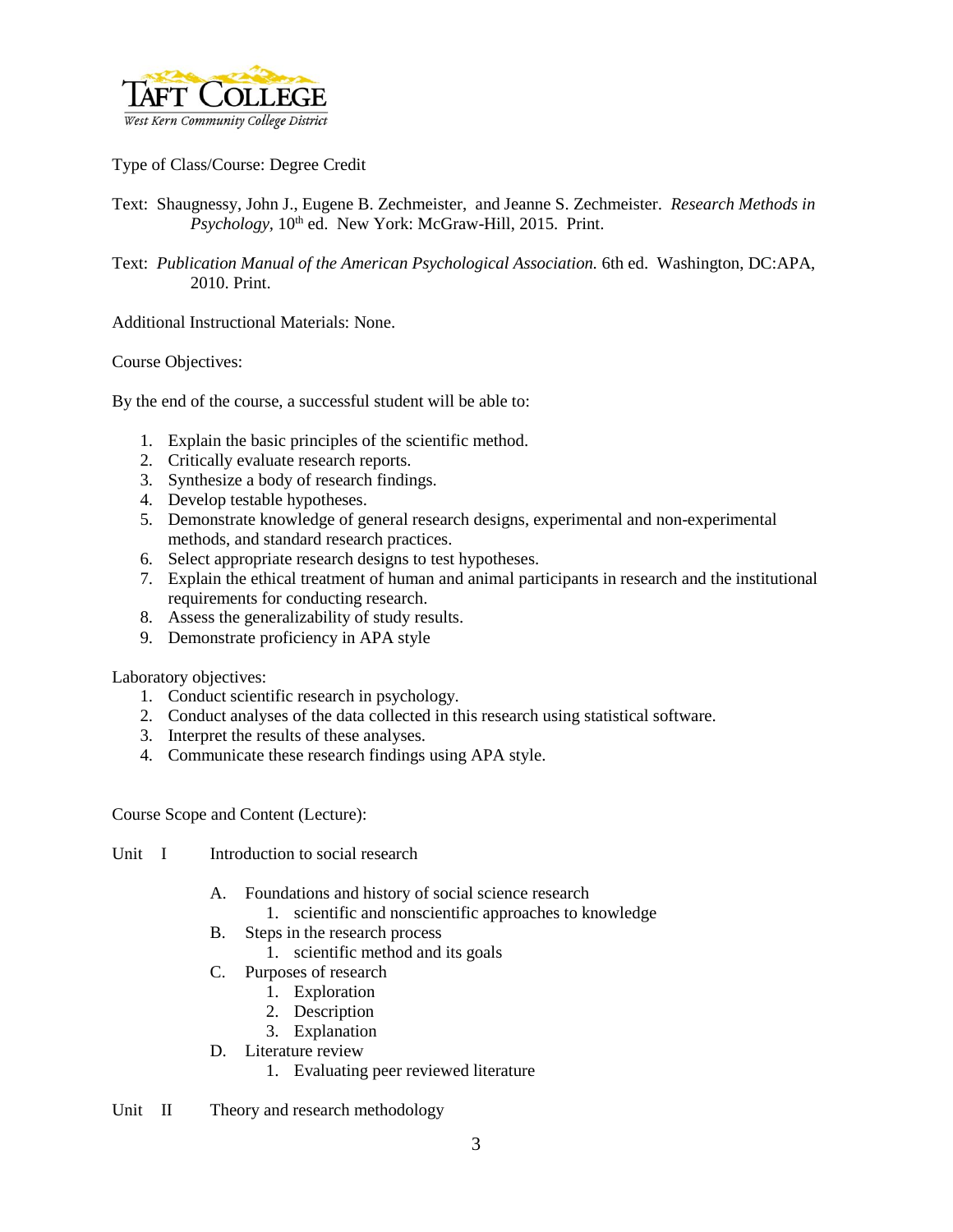Type of Class/Course: Degree Credit

Text: Shaugnessy, John J., Eugene B. Zechmeister, and Jeanne S. Zechmeister. *Research Methods in Psychology,* 10th ed. New York: McGraw-Hill, 2015. Print.

Text: *Publication Manual of the American Psychological Association.* 6th ed. Washington, DC:APA, 2010. Print.

Additional Instructional Materials: None.

Course Objectives:

By the end of the course, a successful student will be able to:

1. Explain the basic principles of the scientific method.
2. Critically evaluate research reports.
3. Synthesize a body of research findings.
4. Develop testable hypotheses.
5. Demonstrate knowledge of general research designs, experimental and non-experimental methods, and standard research practices.
6. Select appropriate research designs to test hypotheses.
7. Explain the ethical treatment of human and animal participants in research and the institutional requirements for conducting research.
8. Assess the generalizability of study results.
9. Demonstrate proficiency in APA style

Laboratory objectives:

1. Conduct scientific research in psychology.
2. Conduct analyses of the data collected in this research using statistical software.
3. Interpret the results of these analyses.
4. Communicate these research findings using APA style.

Course Scope and Content (Lecture):

Unit I Introduction to social research

- A. Foundations and history of social science research
  1. scientific and nonscientific approaches to knowledge
- B. Steps in the research process
  1. scientific method and its goals
- C. Purposes of research
  1. Exploration
  2. Description
  3. Explanation
- D. Literature review
  1. Evaluating peer reviewed literature

Unit II Theory and research methodology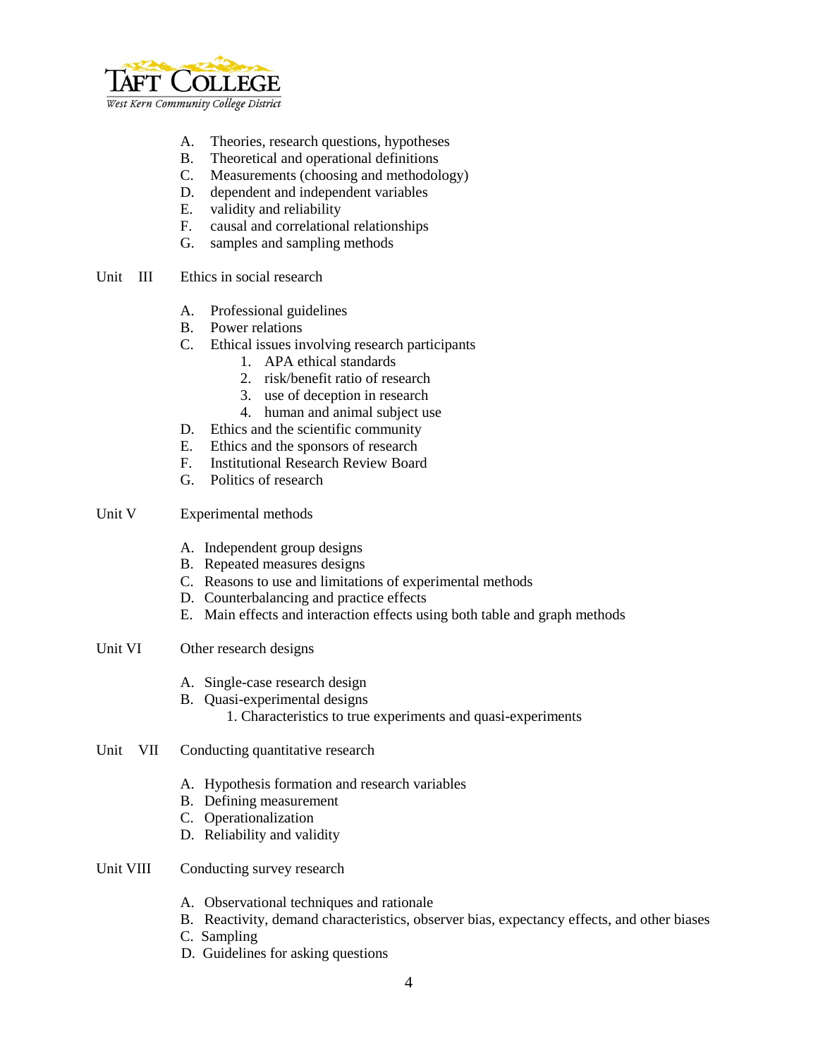A. Theories, research questions, hypotheses
B. Theoretical and operational definitions
C. Measurements (choosing and methodology)
D. dependent and independent variables
E. validity and reliability
F. causal and correlational relationships
G. samples and sampling methods

Unit III Ethics in social research

A. Professional guidelines
B. Power relations
C. Ethical issues involving research participants
   1. APA ethical standards
   2. risk/benefit ratio of research
   3. use of deception in research
   4. human and animal subject use
D. Ethics and the scientific community
E. Ethics and the sponsors of research
F. Institutional Research Review Board
G. Politics of research

Unit V Experimental methods

A. Independent group designs
B. Repeated measures designs
C. Reasons to use and limitations of experimental methods
D. Counterbalancing and practice effects
E. Main effects and interaction effects using both table and graph methods

Unit VI Other research designs

A. Single-case research design
B. Quasi-experimental designs
   1. Characteristics to true experiments and quasi-experiments

Unit VII Conducting quantitative research

A. Hypothesis formation and research variables
B. Defining measurement
C. Operationalization
D. Reliability and validity

Unit VIII Conducting survey research

A. Observational techniques and rationale
B. Reactivity, demand characteristics, observer bias, expectancy effects, and other biases
C. Sampling
D. Guidelines for asking questions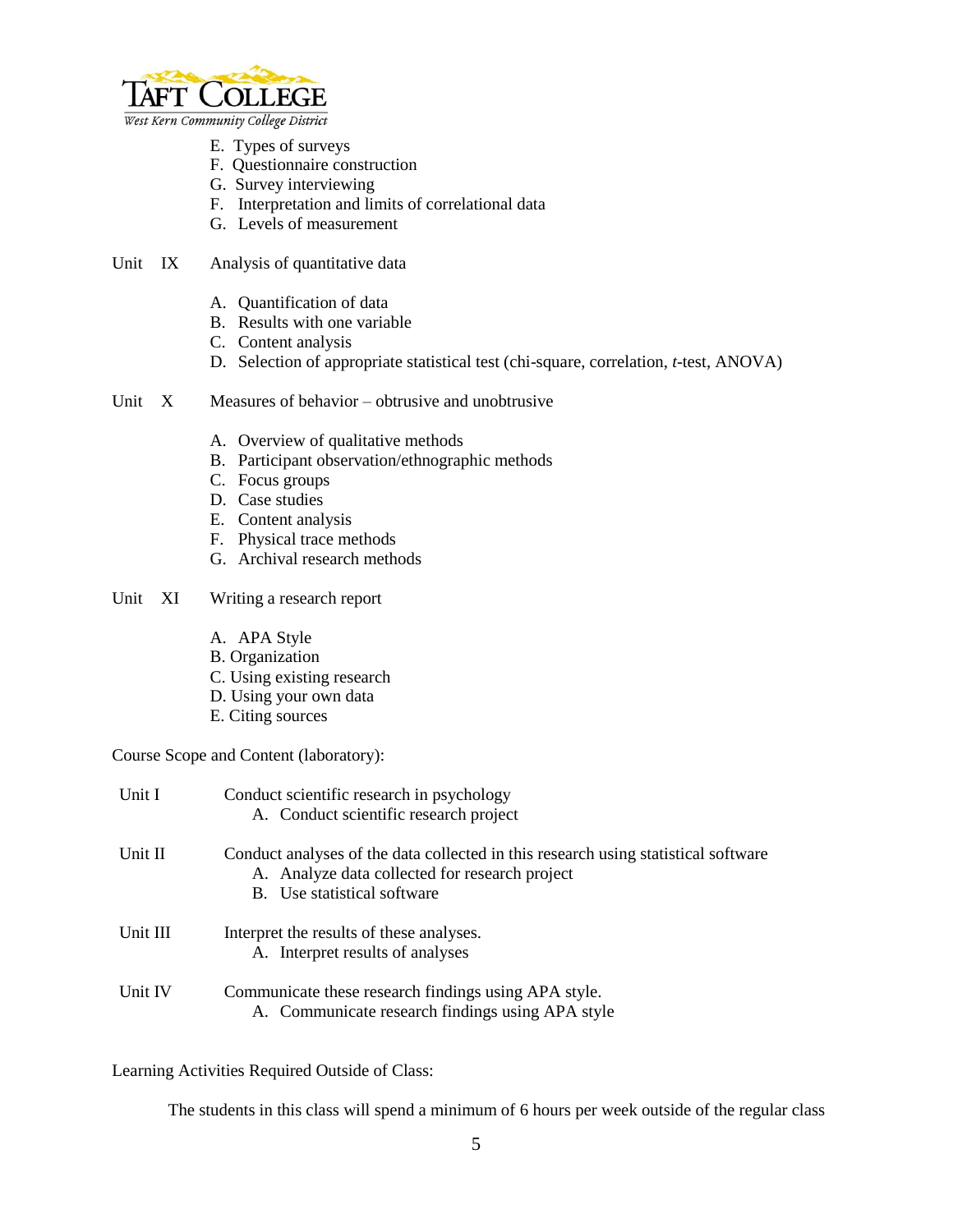E. Types of surveys
F. Questionnaire construction
G. Survey interviewing
F. Interpretation and limits of correlational data
G. Levels of measurement

Unit IX Analysis of quantitative data

A. Quantification of data
B. Results with one variable
C. Content analysis
D. Selection of appropriate statistical test (chi-square, correlation, *t*-test, ANOVA)

Unit X Measures of behavior – obtrusive and unobtrusive

A. Overview of qualitative methods
B. Participant observation/ethnographic methods
C. Focus groups
D. Case studies
E. Content analysis
F. Physical trace methods
G. Archival research methods

Unit XI Writing a research report

A. APA Style
B. Organization
C. Using existing research
D. Using your own data
E. Citing sources

Course Scope and Content (laboratory):

Unit I Conduct scientific research in psychology
A. Conduct scientific research project

Unit II Conduct analyses of the data collected in this research using statistical software
A. Analyze data collected for research project
B. Use statistical software

Unit III Interpret the results of these analyses.
A. Interpret results of analyses

Unit IV Communicate these research findings using APA style.
A. Communicate research findings using APA style

Learning Activities Required Outside of Class:

The students in this class will spend a minimum of 6 hours per week outside of the regular class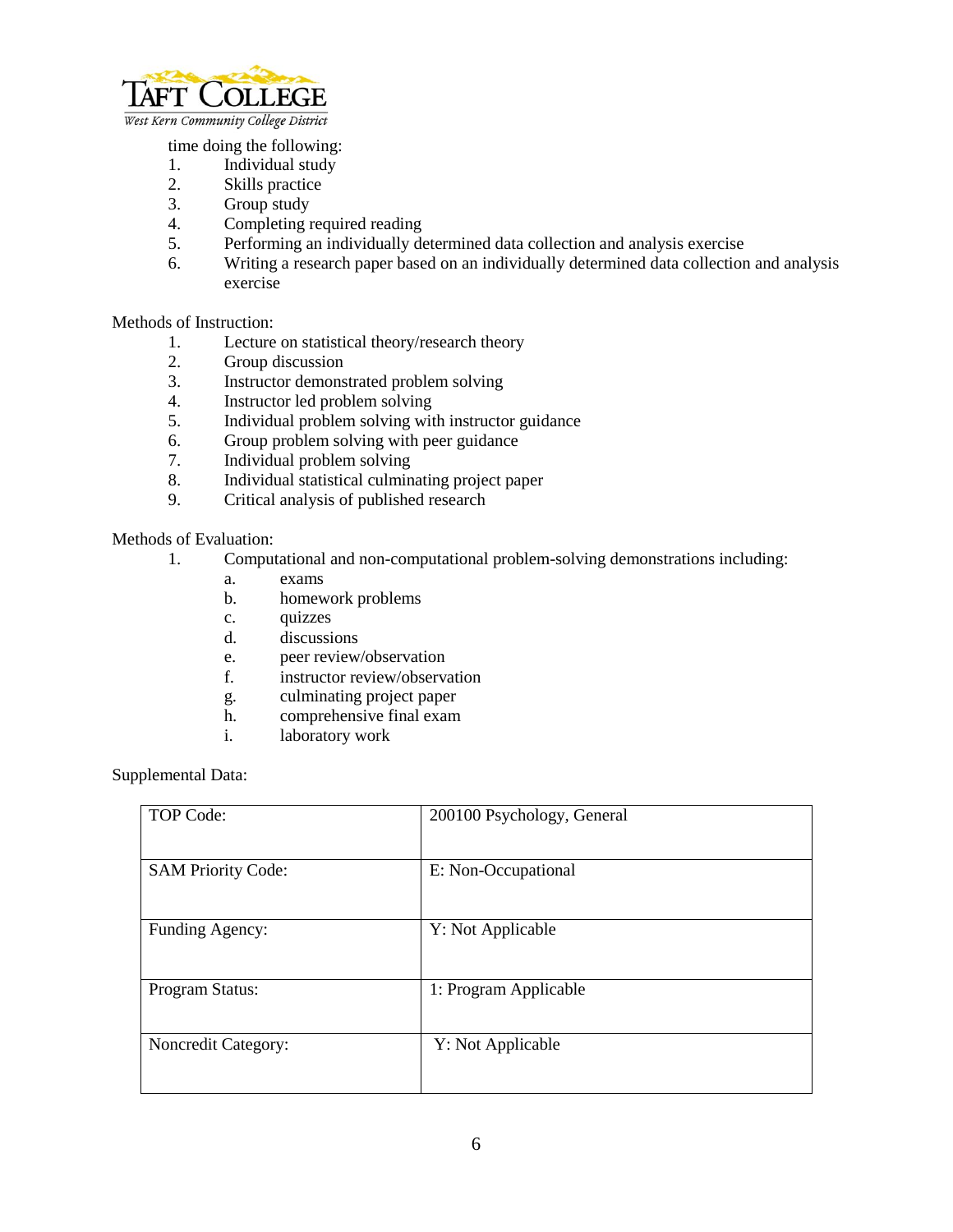time doing the following:

1. Individual study
2. Skills practice
3. Group study
4. Completing required reading
5. Performing an individually determined data collection and analysis exercise
6. Writing a research paper based on an individually determined data collection and analysis exercise

Methods of Instruction:

1. Lecture on statistical theory/research theory
2. Group discussion
3. Instructor demonstrated problem solving
4. Instructor led problem solving
5. Individual problem solving with instructor guidance
6. Group problem solving with peer guidance
7. Individual problem solving
8. Individual statistical culminating project paper
9. Critical analysis of published research

Methods of Evaluation:

1. Computational and non-computational problem-solving demonstrations including:
   a. exams
   b. homework problems
   c. quizzes
   d. discussions
   e. peer review/observation
   f. instructor review/observation
   g. culminating project paper
   h. comprehensive final exam
   i. laboratory work

Supplemental Data:

| | |
|---|---|
| TOP Code: | 200100 Psychology, General |
| SAM Priority Code: | E: Non-Occupational |
| Funding Agency: | Y: Not Applicable |
| Program Status: | 1: Program Applicable |
| Noncredit Category: | Y: Not Applicable |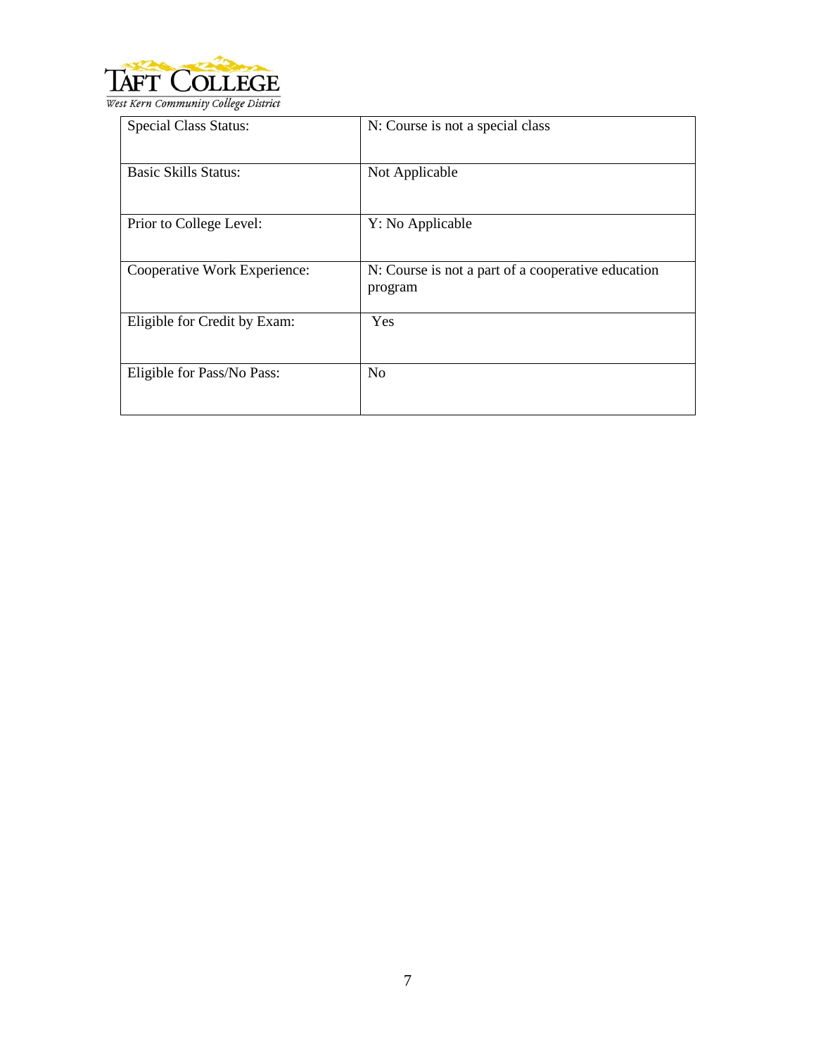| | |
|---|---|
| Special Class Status: | N: Course is not a special class |
| Basic Skills Status: | Not Applicable |
| Prior to College Level: | Y: No Applicable |
| Cooperative Work Experience: | N: Course is not a part of a cooperative education program |
| Eligible for Credit by Exam: | Yes |
| Eligible for Pass/No Pass: | No |